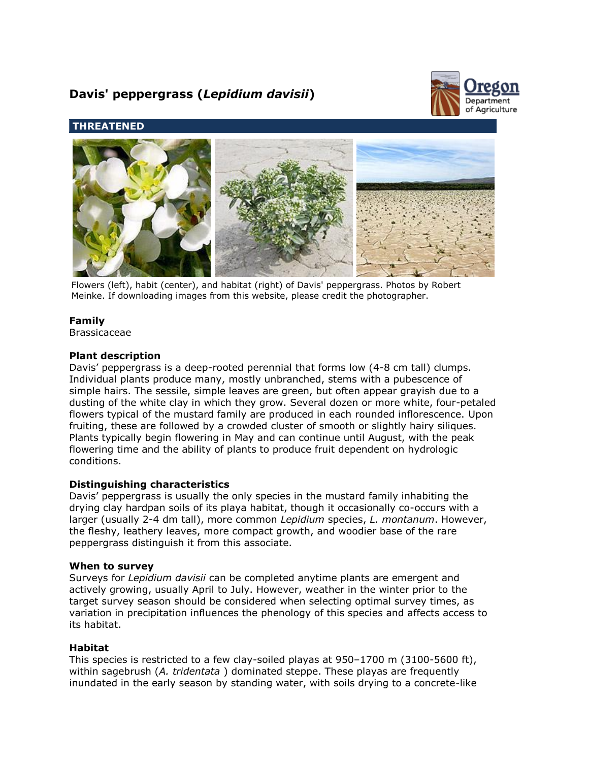# Davis' peppergrass (*Lepidium davisii*)

**THREATENED**

Flowers (left), habit (center), and habitat (right) of Davis' peppergrass. Photos by Robert Meinke. If downloading images from this website, please credit the photographer.

**Family**

Brassicaceae

**Plant description**

Davis' peppergrass is a deep-rooted perennial that forms low (4-8 cm tall) clumps. Individual plants produce many, mostly unbranched, stems with a pubescence of simple hairs. The sessile, simple leaves are green, but often appear grayish due to a dusting of the white clay in which they grow. Several dozen or more white, four-petaled flowers typical of the mustard family are produced in each rounded inflorescence. Upon fruiting, these are followed by a crowded cluster of smooth or slightly hairy siliques. Plants typically begin flowering in May and can continue until August, with the peak flowering time and the ability of plants to produce fruit dependent on hydrologic conditions.

**Distinguishing characteristics**

Davis' peppergrass is usually the only species in the mustard family inhabiting the drying clay hardpan soils of its playa habitat, though it occasionally co-occurs with a larger (usually 2-4 dm tall), more common *Lepidium* species, *L. montanum*. However, the fleshy, leathery leaves, more compact growth, and woodier base of the rare peppergrass distinguish it from this associate.

**When to survey**

Surveys for *Lepidium davisii* can be completed anytime plants are emergent and actively growing, usually April to July. However, weather in the winter prior to the target survey season should be considered when selecting optimal survey times, as variation in precipitation influences the phenology of this species and affects access to its habitat.

**Habitat**

This species is restricted to a few clay-soiled playas at 950–1700 m (3100-5600 ft), within sagebrush (*A. tridentata* ) dominated steppe. These playas are frequently inundated in the early season by standing water, with soils drying to a concrete-like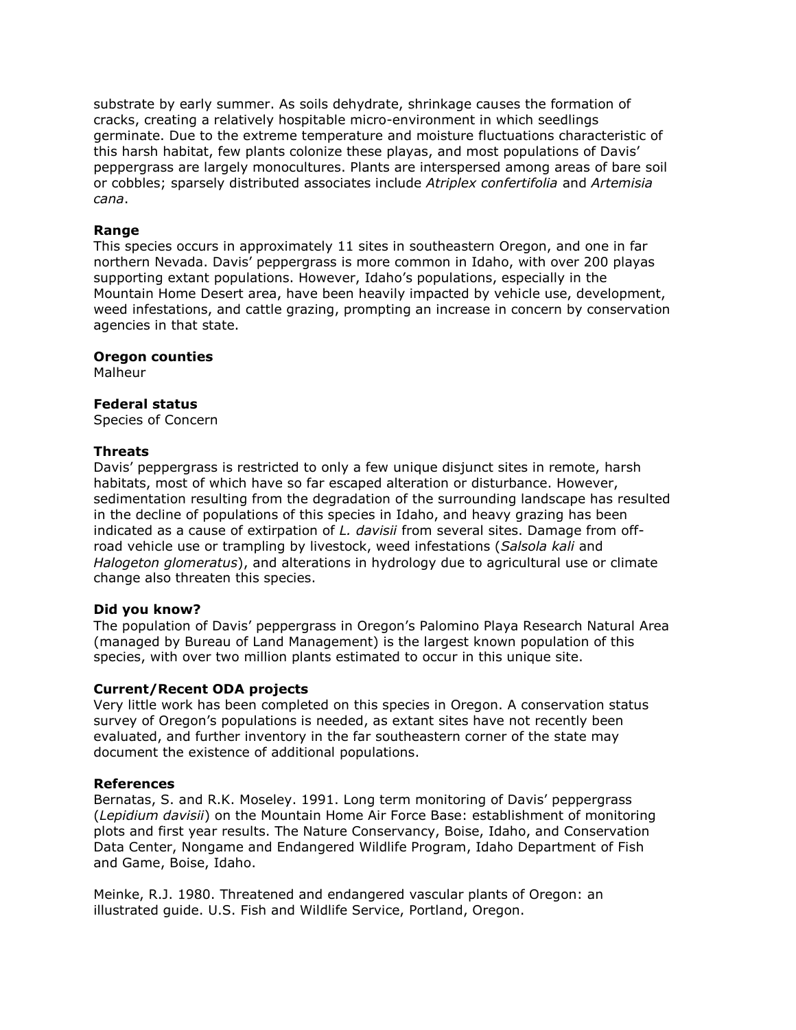substrate by early summer. As soils dehydrate, shrinkage causes the formation of cracks, creating a relatively hospitable micro-environment in which seedlings germinate. Due to the extreme temperature and moisture fluctuations characteristic of this harsh habitat, few plants colonize these playas, and most populations of Davis' peppergrass are largely monocultures. Plants are interspersed among areas of bare soil or cobbles; sparsely distributed associates include *Atriplex confertifolia* and *Artemisia cana*.

**Range**
This species occurs in approximately 11 sites in southeastern Oregon, and one in far northern Nevada. Davis' peppergrass is more common in Idaho, with over 200 playas supporting extant populations. However, Idaho's populations, especially in the Mountain Home Desert area, have been heavily impacted by vehicle use, development, weed infestations, and cattle grazing, prompting an increase in concern by conservation agencies in that state.

**Oregon counties**
Malheur

**Federal status**
Species of Concern

**Threats**
Davis' peppergrass is restricted to only a few unique disjunct sites in remote, harsh habitats, most of which have so far escaped alteration or disturbance. However, sedimentation resulting from the degradation of the surrounding landscape has resulted in the decline of populations of this species in Idaho, and heavy grazing has been indicated as a cause of extirpation of *L. davisii* from several sites. Damage from off-road vehicle use or trampling by livestock, weed infestations (*Salsola kali* and *Halogeton glomeratus*), and alterations in hydrology due to agricultural use or climate change also threaten this species.

**Did you know?**
The population of Davis' peppergrass in Oregon's Palomino Playa Research Natural Area (managed by Bureau of Land Management) is the largest known population of this species, with over two million plants estimated to occur in this unique site.

**Current/Recent ODA projects**
Very little work has been completed on this species in Oregon. A conservation status survey of Oregon's populations is needed, as extant sites have not recently been evaluated, and further inventory in the far southeastern corner of the state may document the existence of additional populations.

**References**
Bernatas, S. and R.K. Moseley. 1991. Long term monitoring of Davis' peppergrass (*Lepidium davisii*) on the Mountain Home Air Force Base: establishment of monitoring plots and first year results. The Nature Conservancy, Boise, Idaho, and Conservation Data Center, Nongame and Endangered Wildlife Program, Idaho Department of Fish and Game, Boise, Idaho.

Meinke, R.J. 1980. Threatened and endangered vascular plants of Oregon: an illustrated guide. U.S. Fish and Wildlife Service, Portland, Oregon.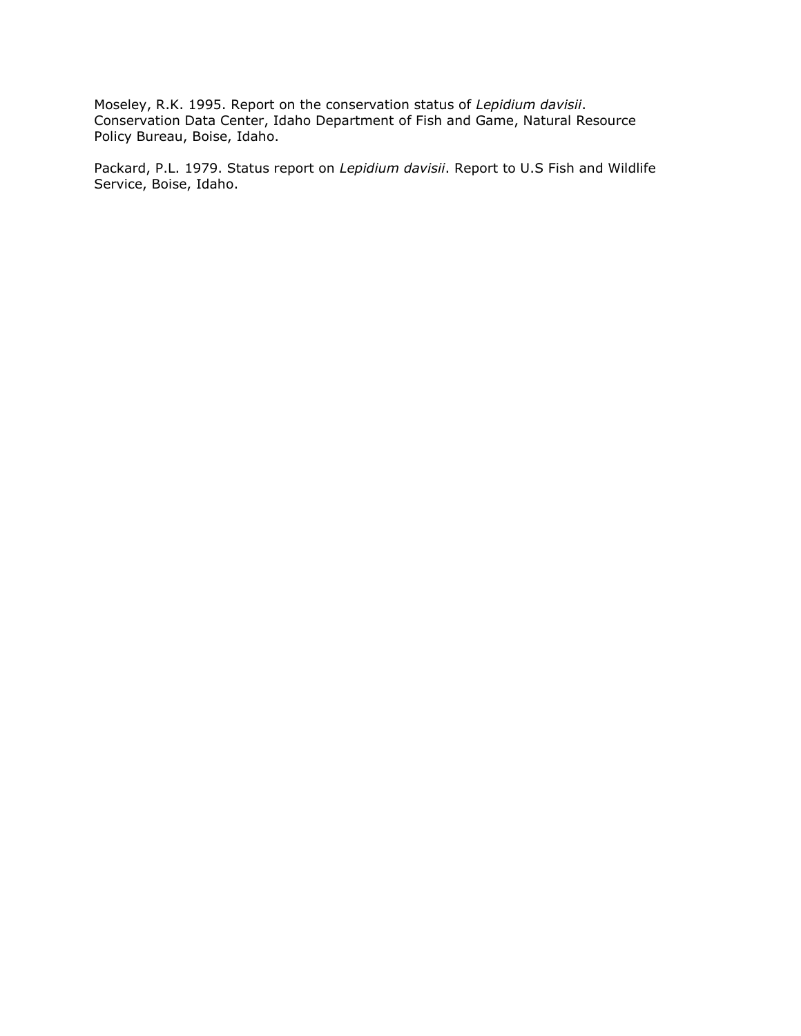Moseley, R.K. 1995. Report on the conservation status of *Lepidium davisii*. Conservation Data Center, Idaho Department of Fish and Game, Natural Resource Policy Bureau, Boise, Idaho.

Packard, P.L. 1979. Status report on *Lepidium davisii*. Report to U.S Fish and Wildlife Service, Boise, Idaho.